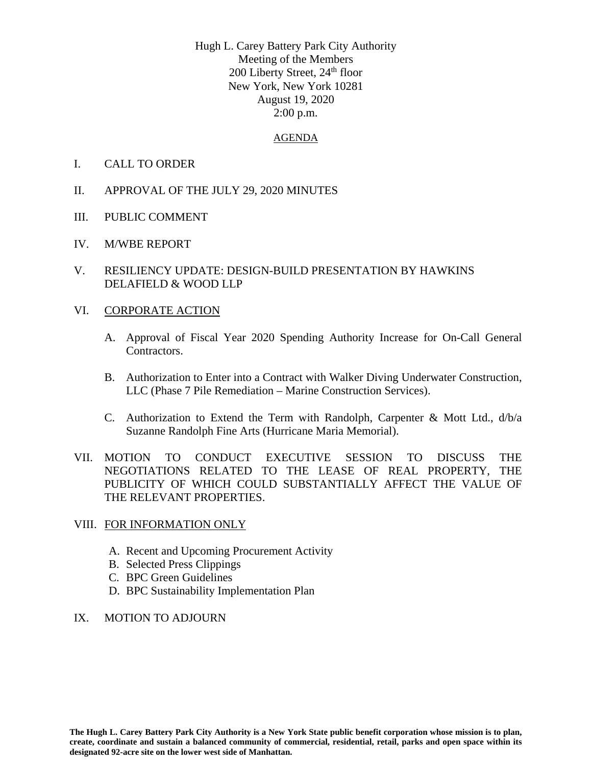Hugh L. Carey Battery Park City Authority
Meeting of the Members
200 Liberty Street, 24th floor
New York, New York 10281
August 19, 2020
2:00 p.m.

AGENDA

I. CALL TO ORDER

II. APPROVAL OF THE JULY 29, 2020 MINUTES

III. PUBLIC COMMENT

IV. M/WBE REPORT

V. RESILIENCY UPDATE: DESIGN-BUILD PRESENTATION BY HAWKINS DELAFIELD & WOOD LLP

VI. CORPORATE ACTION

A. Approval of Fiscal Year 2020 Spending Authority Increase for On-Call General Contractors.

B. Authorization to Enter into a Contract with Walker Diving Underwater Construction, LLC (Phase 7 Pile Remediation – Marine Construction Services).

C. Authorization to Extend the Term with Randolph, Carpenter & Mott Ltd., d/b/a Suzanne Randolph Fine Arts (Hurricane Maria Memorial).

VII. MOTION TO CONDUCT EXECUTIVE SESSION TO DISCUSS THE NEGOTIATIONS RELATED TO THE LEASE OF REAL PROPERTY, THE PUBLICITY OF WHICH COULD SUBSTANTIALLY AFFECT THE VALUE OF THE RELEVANT PROPERTIES.

VIII. FOR INFORMATION ONLY

A. Recent and Upcoming Procurement Activity
B. Selected Press Clippings
C. BPC Green Guidelines
D. BPC Sustainability Implementation Plan

IX. MOTION TO ADJOURN

**The Hugh L. Carey Battery Park City Authority is a New York State public benefit corporation whose mission is to plan, create, coordinate and sustain a balanced community of commercial, residential, retail, parks and open space within its designated 92-acre site on the lower west side of Manhattan.**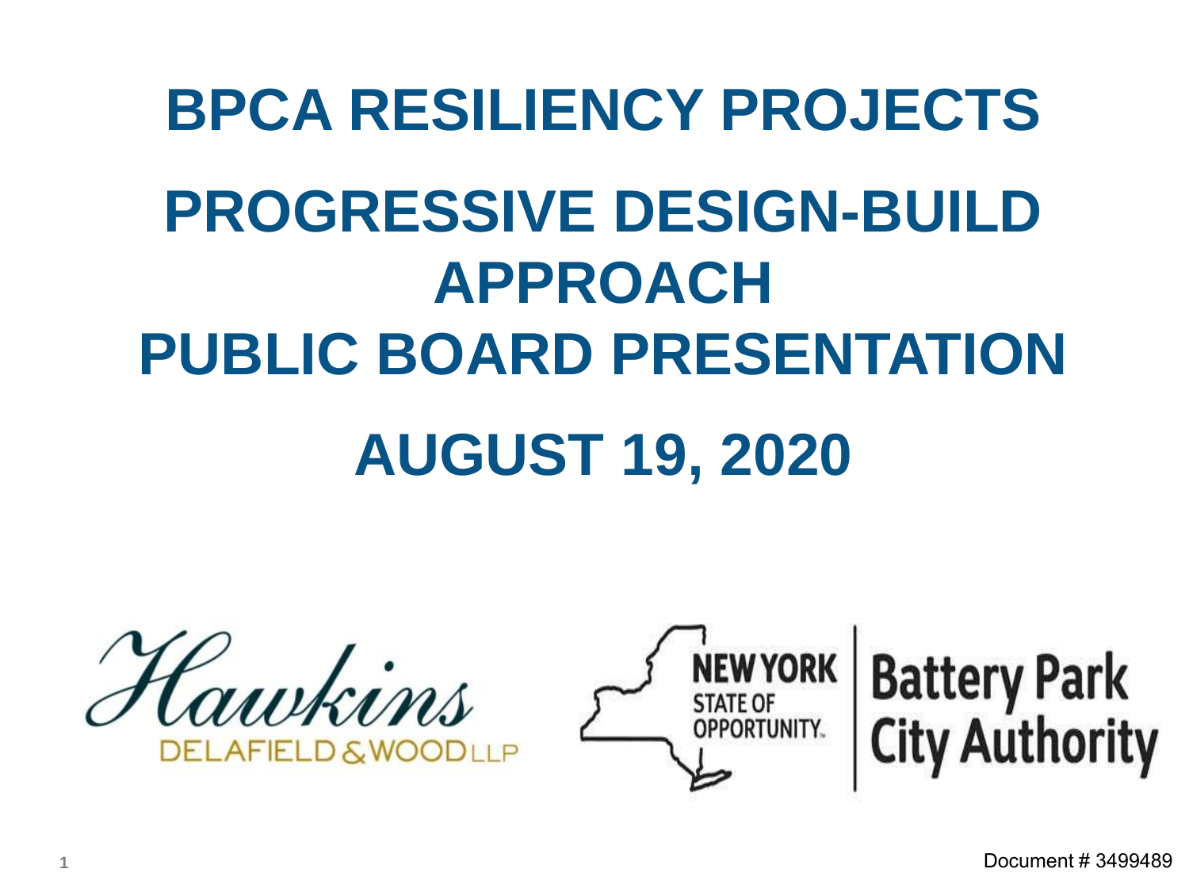# BPCA RESILIENCY PROJECTS

# PROGRESSIVE DESIGN-BUILD APPROACH

# PUBLIC BOARD PRESENTATION

# AUGUST 19, 2020

Hawkins DELAFIELD & WOOD LLP

NEW YORK STATE OF OPPORTUNITY. | Battery Park City Authority

Document # 3499489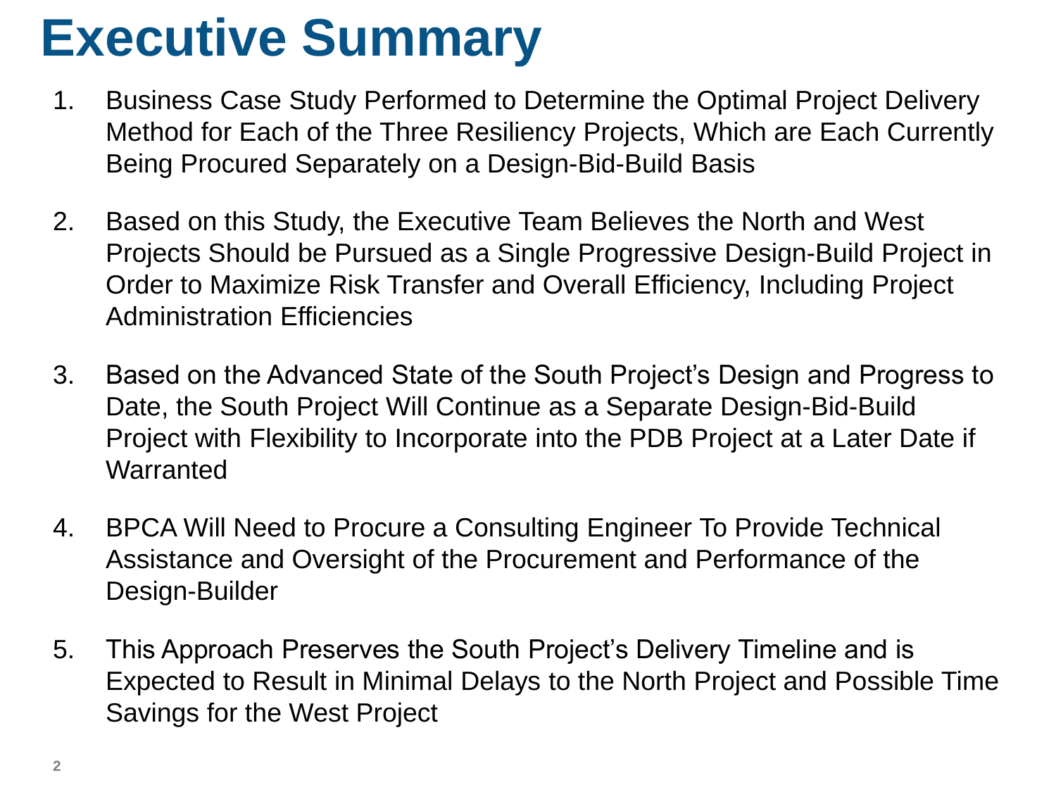# Executive Summary

1. Business Case Study Performed to Determine the Optimal Project Delivery Method for Each of the Three Resiliency Projects, Which are Each Currently Being Procured Separately on a Design-Bid-Build Basis

2. Based on this Study, the Executive Team Believes the North and West Projects Should be Pursued as a Single Progressive Design-Build Project in Order to Maximize Risk Transfer and Overall Efficiency, Including Project Administration Efficiencies

3. Based on the Advanced State of the South Project's Design and Progress to Date, the South Project Will Continue as a Separate Design-Bid-Build Project with Flexibility to Incorporate into the PDB Project at a Later Date if Warranted

4. BPCA Will Need to Procure a Consulting Engineer To Provide Technical Assistance and Oversight of the Procurement and Performance of the Design-Builder

5. This Approach Preserves the South Project's Delivery Timeline and is Expected to Result in Minimal Delays to the North Project and Possible Time Savings for the West Project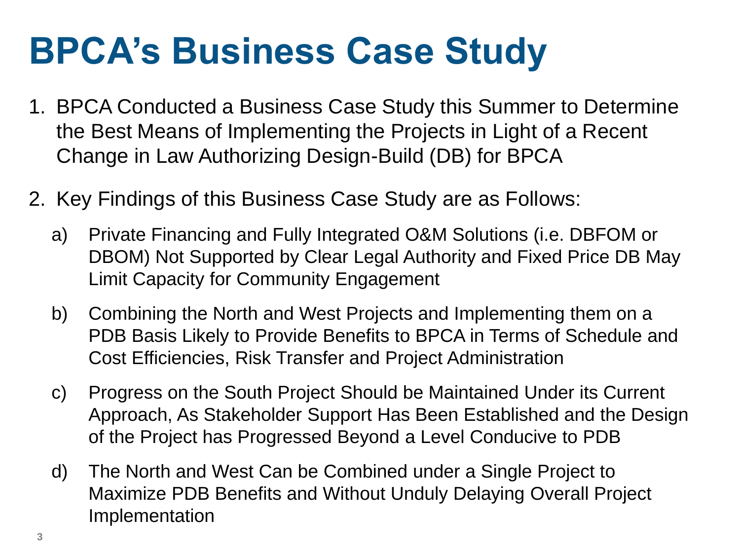# BPCA's Business Case Study

1. BPCA Conducted a Business Case Study this Summer to Determine the Best Means of Implementing the Projects in Light of a Recent Change in Law Authorizing Design-Build (DB) for BPCA

2. Key Findings of this Business Case Study are as Follows:

   a) Private Financing and Fully Integrated O&M Solutions (i.e. DBFOM or DBOM) Not Supported by Clear Legal Authority and Fixed Price DB May Limit Capacity for Community Engagement

   b) Combining the North and West Projects and Implementing them on a PDB Basis Likely to Provide Benefits to BPCA in Terms of Schedule and Cost Efficiencies, Risk Transfer and Project Administration

   c) Progress on the South Project Should be Maintained Under its Current Approach, As Stakeholder Support Has Been Established and the Design of the Project has Progressed Beyond a Level Conducive to PDB

   d) The North and West Can be Combined under a Single Project to Maximize PDB Benefits and Without Unduly Delaying Overall Project Implementation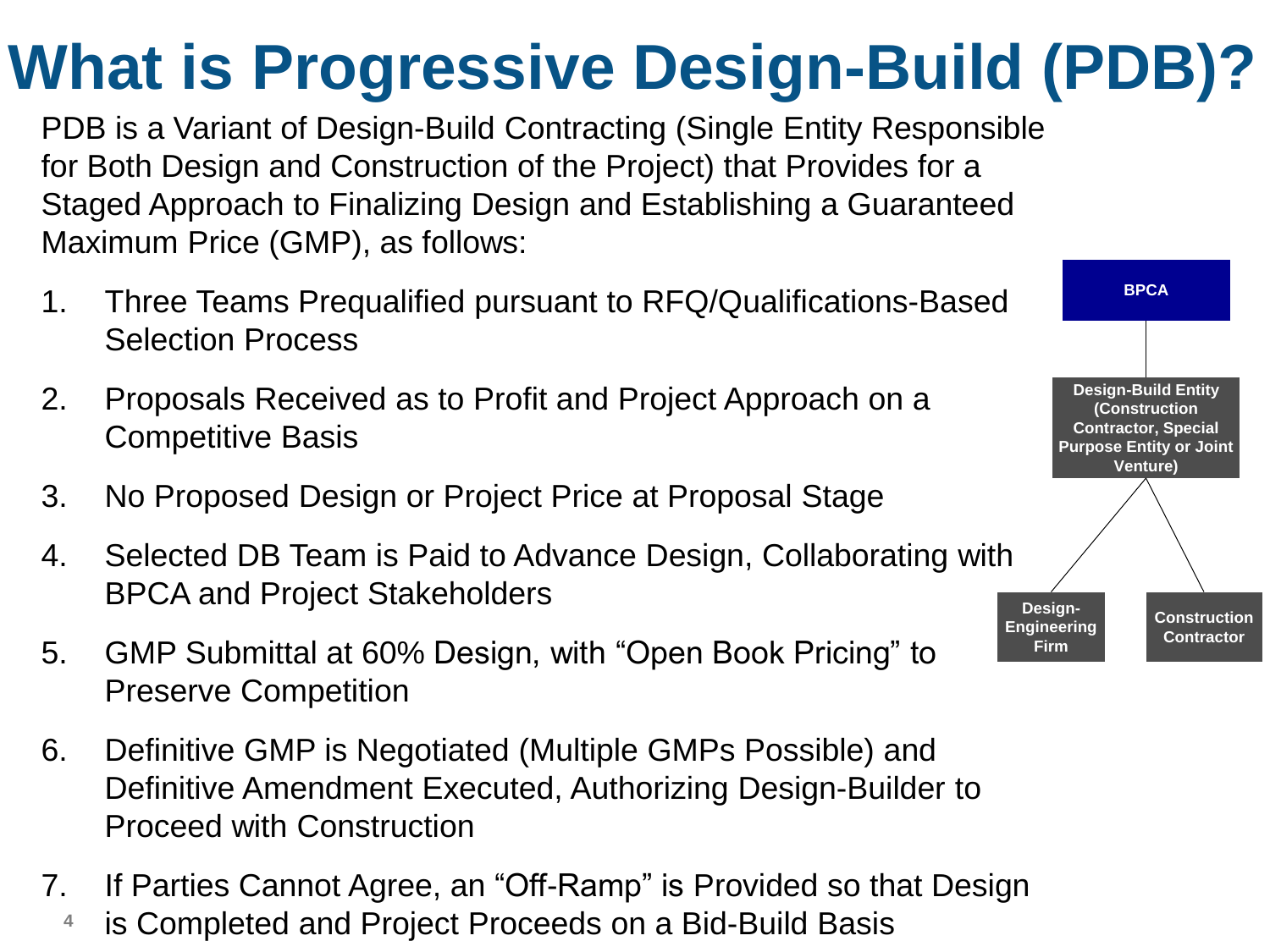# What is Progressive Design-Build (PDB)?

PDB is a Variant of Design-Build Contracting (Single Entity Responsible for Both Design and Construction of the Project) that Provides for a Staged Approach to Finalizing Design and Establishing a Guaranteed Maximum Price (GMP), as follows:

1. Three Teams Prequalified pursuant to RFQ/Qualifications-Based Selection Process
2. Proposals Received as to Profit and Project Approach on a Competitive Basis
3. No Proposed Design or Project Price at Proposal Stage
4. Selected DB Team is Paid to Advance Design, Collaborating with BPCA and Project Stakeholders
5. GMP Submittal at 60% Design, with "Open Book Pricing" to Preserve Competition
6. Definitive GMP is Negotiated (Multiple GMPs Possible) and Definitive Amendment Executed, Authorizing Design-Builder to Proceed with Construction
7. If Parties Cannot Agree, an "Off-Ramp" is Provided so that Design is Completed and Project Proceeds on a Bid-Build Basis

**BPCA**

**Design-Build Entity (Construction Contractor, Special Purpose Entity or Joint Venture)**

**Design-Engineering Firm** | **Construction Contractor**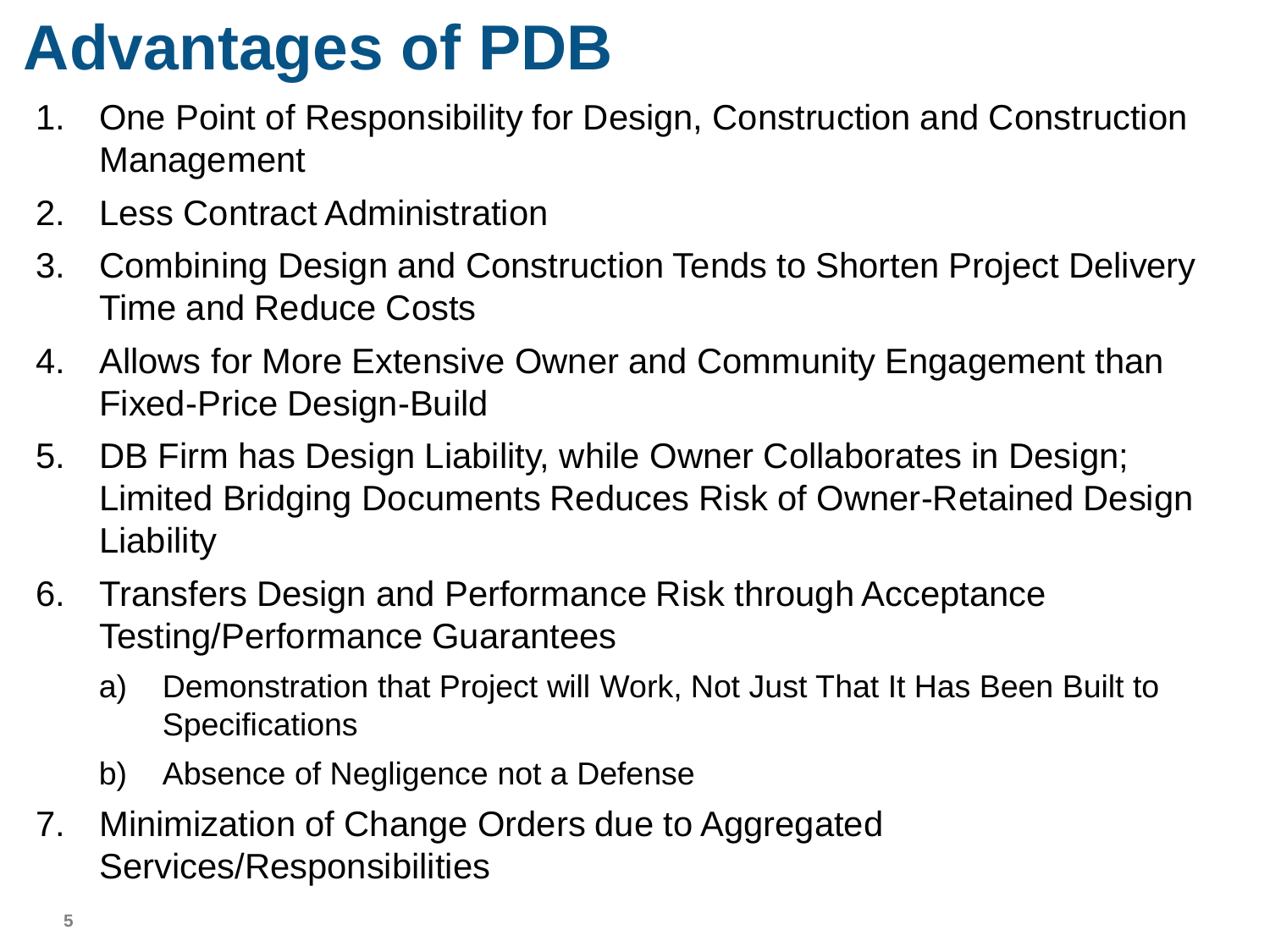# Advantages of PDB

1. One Point of Responsibility for Design, Construction and Construction Management
2. Less Contract Administration
3. Combining Design and Construction Tends to Shorten Project Delivery Time and Reduce Costs
4. Allows for More Extensive Owner and Community Engagement than Fixed-Price Design-Build
5. DB Firm has Design Liability, while Owner Collaborates in Design; Limited Bridging Documents Reduces Risk of Owner-Retained Design Liability
6. Transfers Design and Performance Risk through Acceptance Testing/Performance Guarantees
   a) Demonstration that Project will Work, Not Just That It Has Been Built to Specifications
   b) Absence of Negligence not a Defense
7. Minimization of Change Orders due to Aggregated Services/Responsibilities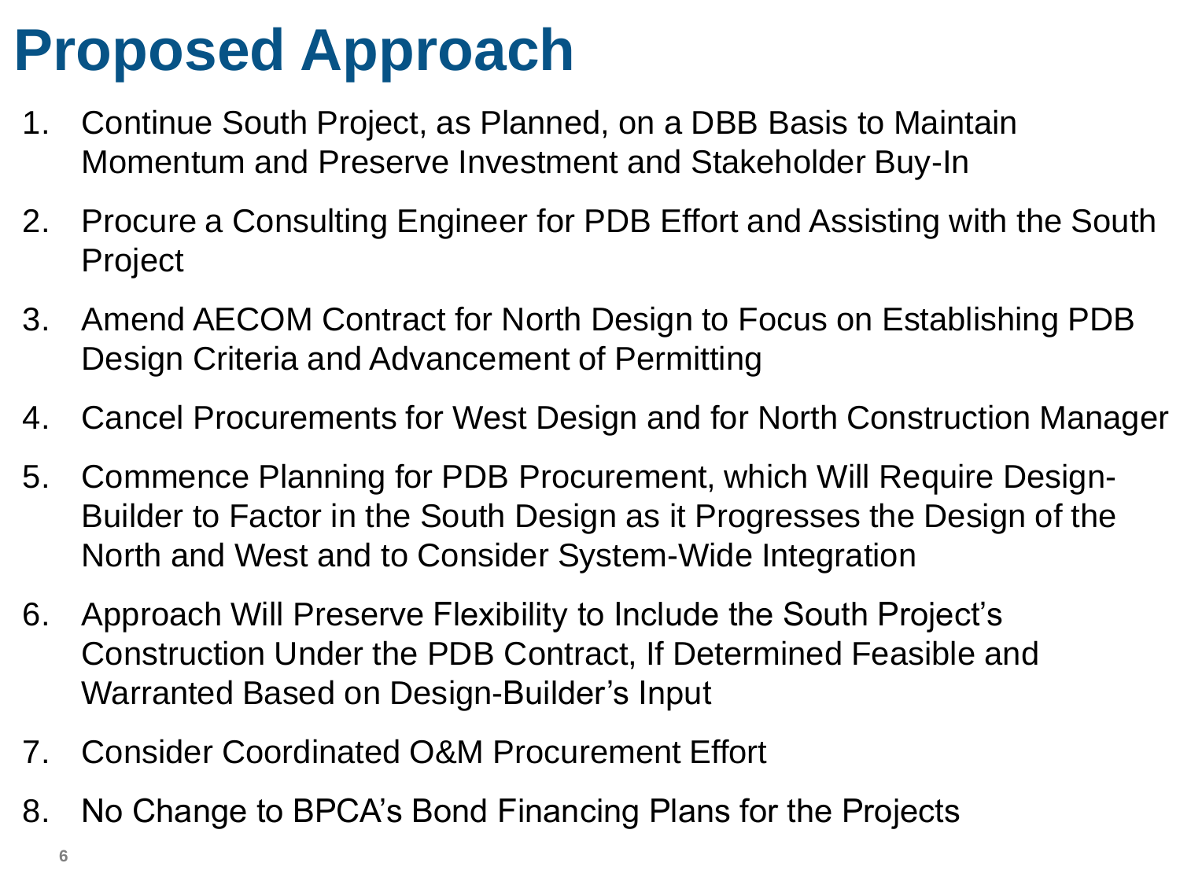# Proposed Approach

1. Continue South Project, as Planned, on a DBB Basis to Maintain Momentum and Preserve Investment and Stakeholder Buy-In
2. Procure a Consulting Engineer for PDB Effort and Assisting with the South Project
3. Amend AECOM Contract for North Design to Focus on Establishing PDB Design Criteria and Advancement of Permitting
4. Cancel Procurements for West Design and for North Construction Manager
5. Commence Planning for PDB Procurement, which Will Require Design-Builder to Factor in the South Design as it Progresses the Design of the North and West and to Consider System-Wide Integration
6. Approach Will Preserve Flexibility to Include the South Project's Construction Under the PDB Contract, If Determined Feasible and Warranted Based on Design-Builder's Input
7. Consider Coordinated O&M Procurement Effort
8. No Change to BPCA's Bond Financing Plans for the Projects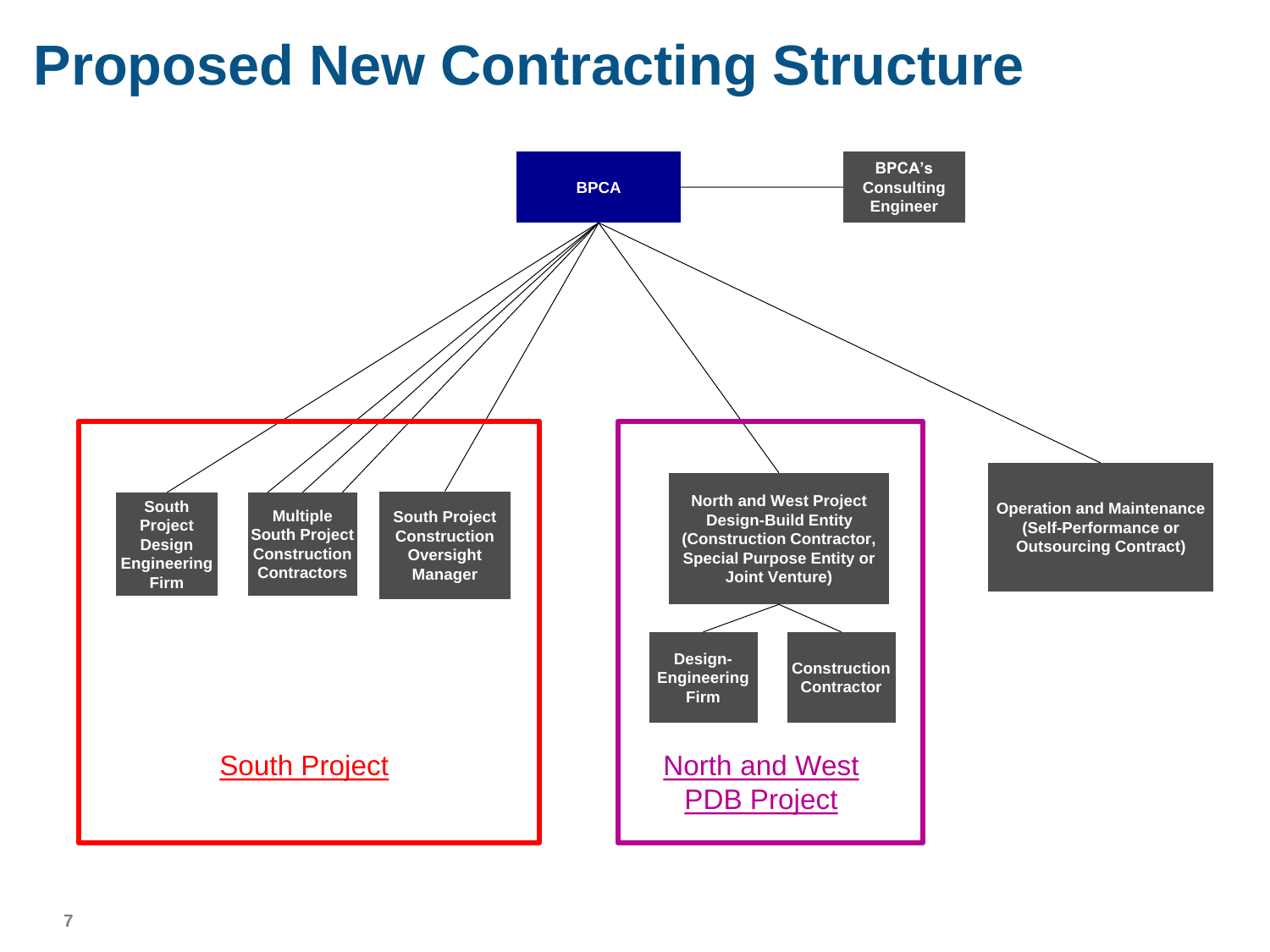# Proposed New Contracting Structure

- **BPCA**
  - BPCA's Consulting Engineer
  - **South Project**
    - South Project Design Engineering Firm
    - Multiple South Project Construction Contractors
    - South Project Construction Oversight Manager
  - **North and West PDB Project**
    - North and West Project Design-Build Entity (Construction Contractor, Special Purpose Entity or Joint Venture)
      - Design-Engineering Firm
      - Construction Contractor
  - Operation and Maintenance (Self-Performance or Outsourcing Contract)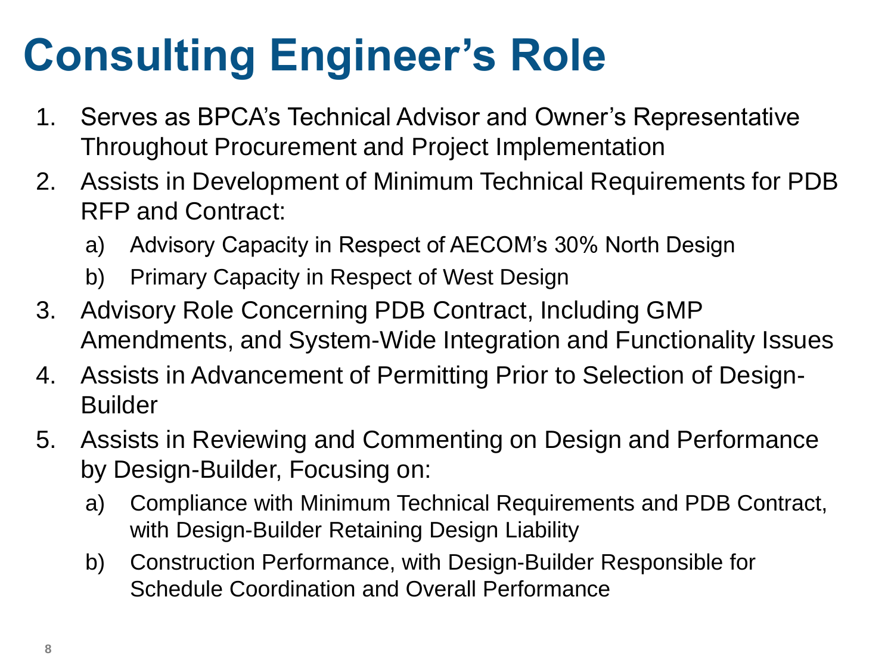# Consulting Engineer's Role

1. Serves as BPCA's Technical Advisor and Owner's Representative Throughout Procurement and Project Implementation
2. Assists in Development of Minimum Technical Requirements for PDB RFP and Contract:
   a) Advisory Capacity in Respect of AECOM's 30% North Design
   b) Primary Capacity in Respect of West Design
3. Advisory Role Concerning PDB Contract, Including GMP Amendments, and System-Wide Integration and Functionality Issues
4. Assists in Advancement of Permitting Prior to Selection of Design-Builder
5. Assists in Reviewing and Commenting on Design and Performance by Design-Builder, Focusing on:
   a) Compliance with Minimum Technical Requirements and PDB Contract, with Design-Builder Retaining Design Liability
   b) Construction Performance, with Design-Builder Responsible for Schedule Coordination and Overall Performance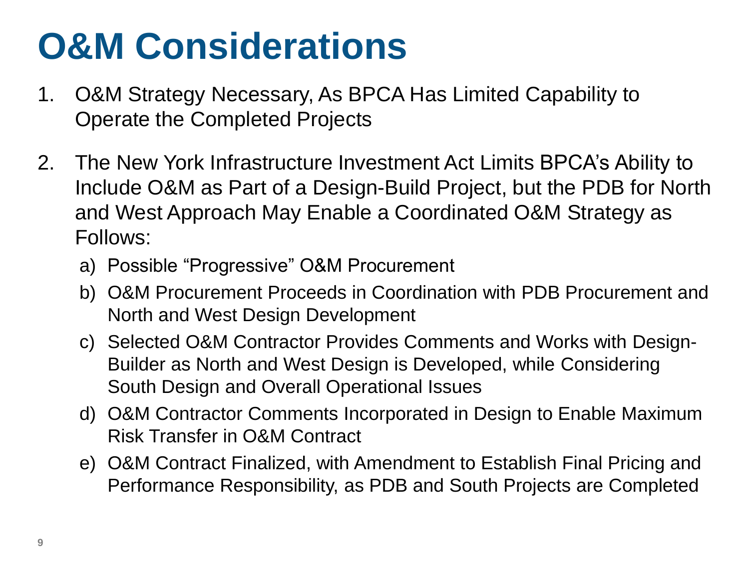# O&M Considerations

1. O&M Strategy Necessary, As BPCA Has Limited Capability to Operate the Completed Projects

2. The New York Infrastructure Investment Act Limits BPCA's Ability to Include O&M as Part of a Design-Build Project, but the PDB for North and West Approach May Enable a Coordinated O&M Strategy as Follows:
   a) Possible "Progressive" O&M Procurement
   b) O&M Procurement Proceeds in Coordination with PDB Procurement and North and West Design Development
   c) Selected O&M Contractor Provides Comments and Works with Design-Builder as North and West Design is Developed, while Considering South Design and Overall Operational Issues
   d) O&M Contractor Comments Incorporated in Design to Enable Maximum Risk Transfer in O&M Contract
   e) O&M Contract Finalized, with Amendment to Establish Final Pricing and Performance Responsibility, as PDB and South Projects are Completed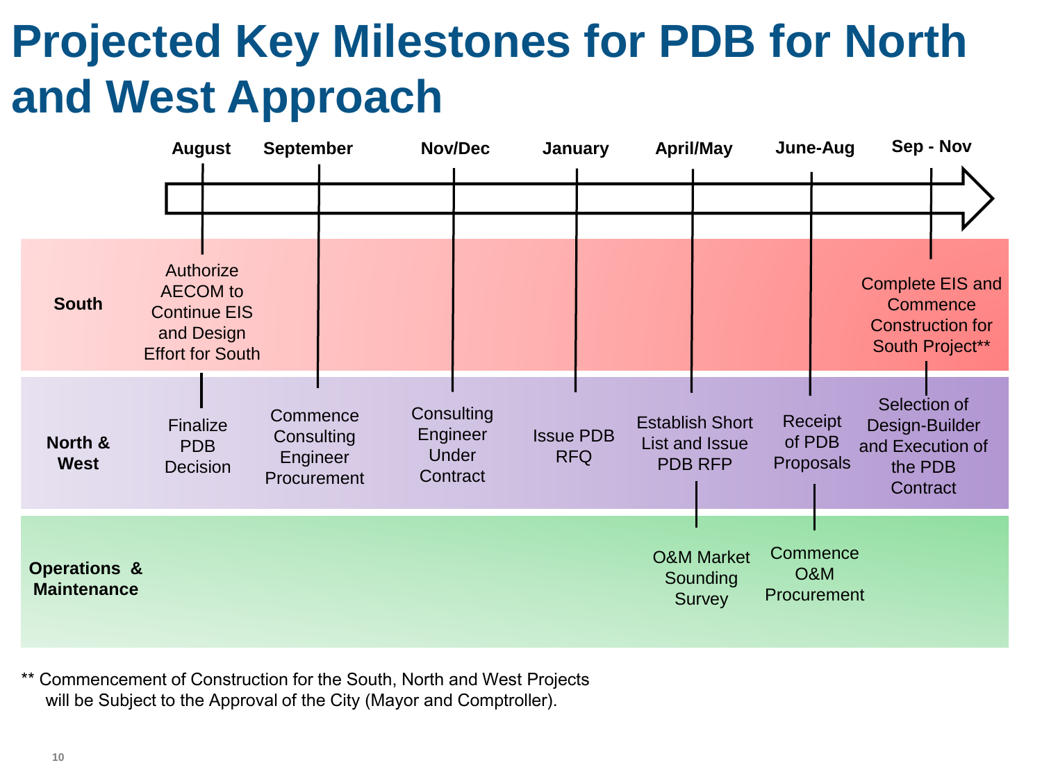# Projected Key Milestones for PDB for North and West Approach

| | August | September | Nov/Dec | January | April/May | June-Aug | Sep - Nov |
|---|---|---|---|---|---|---|---|
| **South** | Authorize AECOM to Continue EIS and Design Effort for South | | | | | | Complete EIS and Commence Construction for South Project** |
| **North & West** | Finalize PDB Decision | Commence Consulting Engineer Procurement | Consulting Engineer Under Contract | Issue PDB RFQ | Establish Short List and Issue PDB RFP | Receipt of PDB Proposals | Selection of Design-Builder and Execution of the PDB Contract |
| **Operations & Maintenance** | | | | | O&M Market Sounding Survey | Commence O&M Procurement | |

** Commencement of Construction for the South, North and West Projects will be Subject to the Approval of the City (Mayor and Comptroller).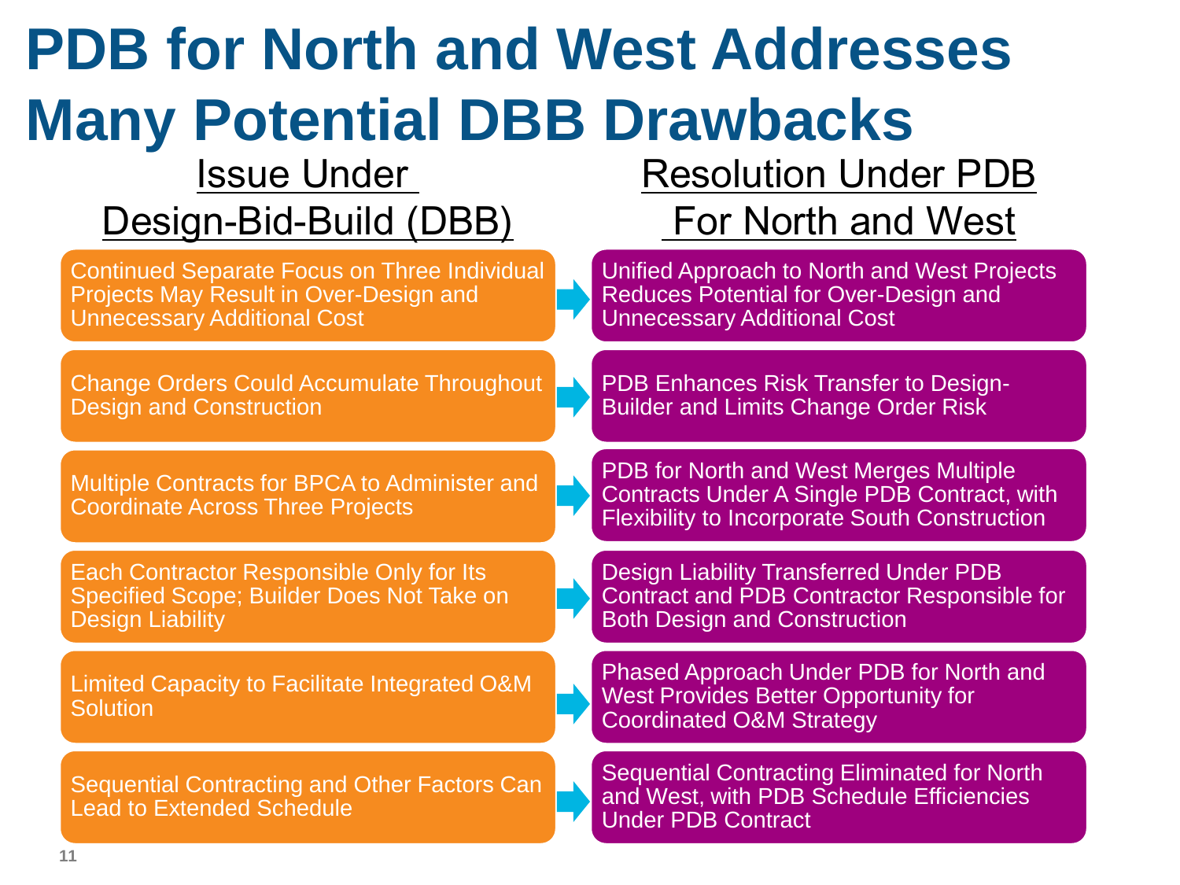# PDB for North and West Addresses Many Potential DBB Drawbacks

| Issue Under Design-Bid-Build (DBB) | Resolution Under PDB For North and West |
|---|---|
| Continued Separate Focus on Three Individual Projects May Result in Over-Design and Unnecessary Additional Cost | Unified Approach to North and West Projects Reduces Potential for Over-Design and Unnecessary Additional Cost |
| Change Orders Could Accumulate Throughout Design and Construction | PDB Enhances Risk Transfer to Design-Builder and Limits Change Order Risk |
| Multiple Contracts for BPCA to Administer and Coordinate Across Three Projects | PDB for North and West Merges Multiple Contracts Under A Single PDB Contract, with Flexibility to Incorporate South Construction |
| Each Contractor Responsible Only for Its Specified Scope; Builder Does Not Take on Design Liability | Design Liability Transferred Under PDB Contract and PDB Contractor Responsible for Both Design and Construction |
| Limited Capacity to Facilitate Integrated O&M Solution | Phased Approach Under PDB for North and West Provides Better Opportunity for Coordinated O&M Strategy |
| Sequential Contracting and Other Factors Can Lead to Extended Schedule | Sequential Contracting Eliminated for North and West, with PDB Schedule Efficiencies Under PDB Contract |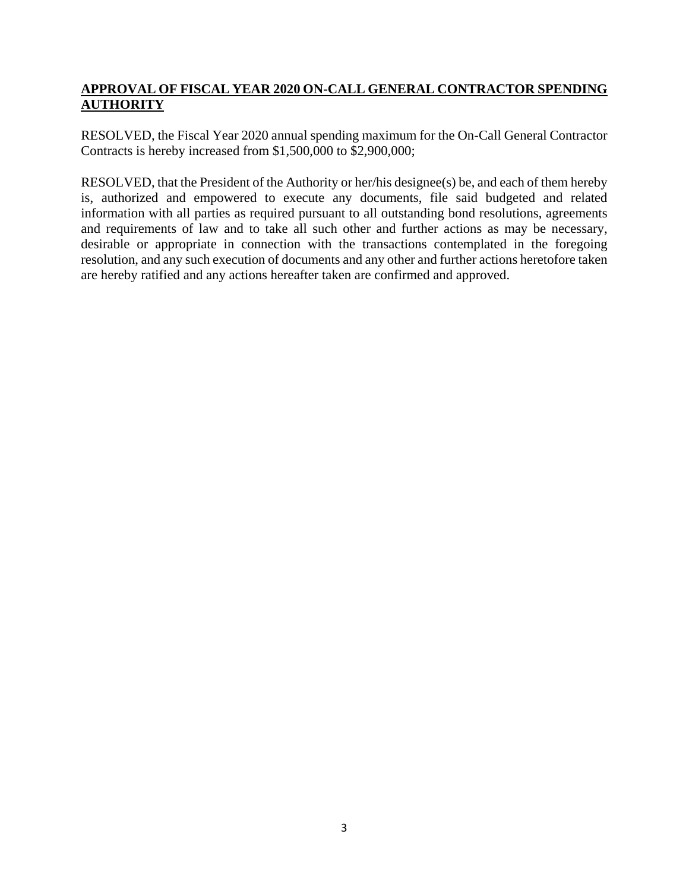## **APPROVAL OF FISCAL YEAR 2020 ON-CALL GENERAL CONTRACTOR SPENDING AUTHORITY**

RESOLVED, the Fiscal Year 2020 annual spending maximum for the On-Call General Contractor Contracts is hereby increased from $1,500,000 to $2,900,000;

RESOLVED, that the President of the Authority or her/his designee(s) be, and each of them hereby is, authorized and empowered to execute any documents, file said budgeted and related information with all parties as required pursuant to all outstanding bond resolutions, agreements and requirements of law and to take all such other and further actions as may be necessary, desirable or appropriate in connection with the transactions contemplated in the foregoing resolution, and any such execution of documents and any other and further actions heretofore taken are hereby ratified and any actions hereafter taken are confirmed and approved.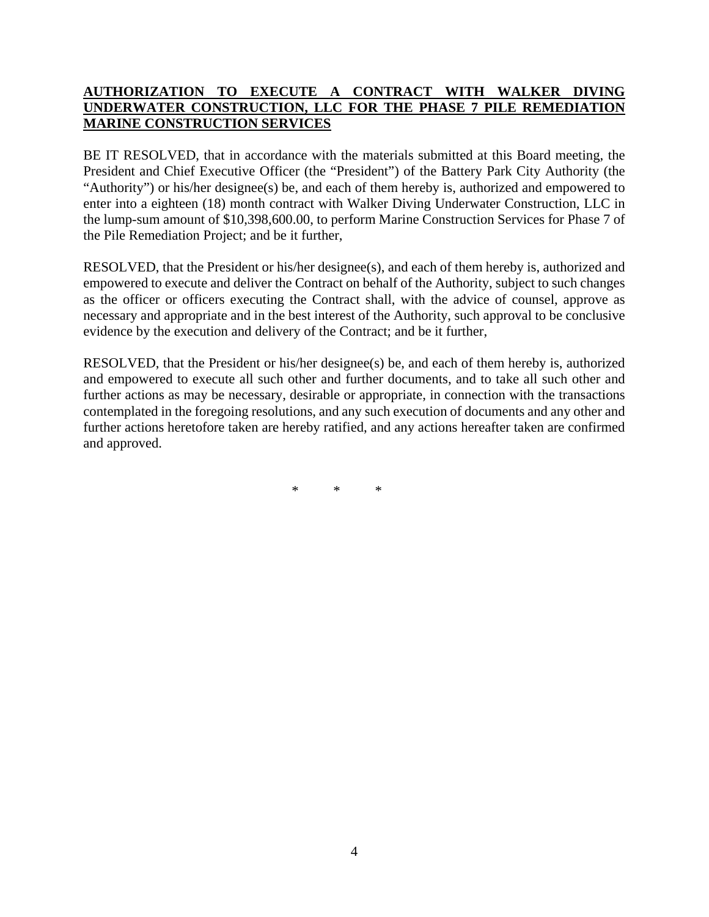**AUTHORIZATION TO EXECUTE A CONTRACT WITH WALKER DIVING UNDERWATER CONSTRUCTION, LLC FOR THE PHASE 7 PILE REMEDIATION MARINE CONSTRUCTION SERVICES**

BE IT RESOLVED, that in accordance with the materials submitted at this Board meeting, the President and Chief Executive Officer (the "President") of the Battery Park City Authority (the "Authority") or his/her designee(s) be, and each of them hereby is, authorized and empowered to enter into a eighteen (18) month contract with Walker Diving Underwater Construction, LLC in the lump-sum amount of $10,398,600.00, to perform Marine Construction Services for Phase 7 of the Pile Remediation Project; and be it further,

RESOLVED, that the President or his/her designee(s), and each of them hereby is, authorized and empowered to execute and deliver the Contract on behalf of the Authority, subject to such changes as the officer or officers executing the Contract shall, with the advice of counsel, approve as necessary and appropriate and in the best interest of the Authority, such approval to be conclusive evidence by the execution and delivery of the Contract; and be it further,

RESOLVED, that the President or his/her designee(s) be, and each of them hereby is, authorized and empowered to execute all such other and further documents, and to take all such other and further actions as may be necessary, desirable or appropriate, in connection with the transactions contemplated in the foregoing resolutions, and any such execution of documents and any other and further actions heretofore taken are hereby ratified, and any actions hereafter taken are confirmed and approved.

\* \* \*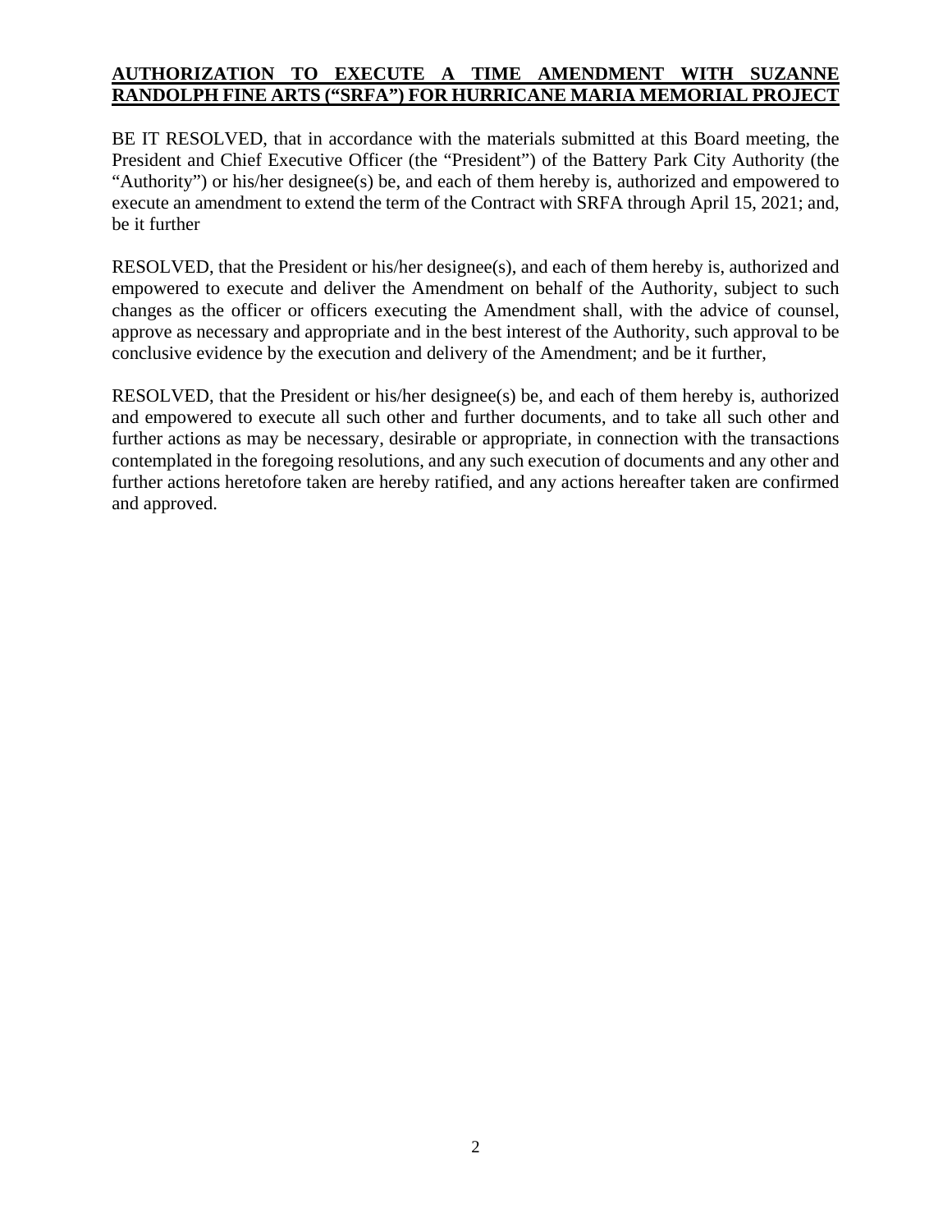**AUTHORIZATION TO EXECUTE A TIME AMENDMENT WITH SUZANNE RANDOLPH FINE ARTS ("SRFA") FOR HURRICANE MARIA MEMORIAL PROJECT**

BE IT RESOLVED, that in accordance with the materials submitted at this Board meeting, the President and Chief Executive Officer (the "President") of the Battery Park City Authority (the "Authority") or his/her designee(s) be, and each of them hereby is, authorized and empowered to execute an amendment to extend the term of the Contract with SRFA through April 15, 2021; and, be it further

RESOLVED, that the President or his/her designee(s), and each of them hereby is, authorized and empowered to execute and deliver the Amendment on behalf of the Authority, subject to such changes as the officer or officers executing the Amendment shall, with the advice of counsel, approve as necessary and appropriate and in the best interest of the Authority, such approval to be conclusive evidence by the execution and delivery of the Amendment; and be it further,

RESOLVED, that the President or his/her designee(s) be, and each of them hereby is, authorized and empowered to execute all such other and further documents, and to take all such other and further actions as may be necessary, desirable or appropriate, in connection with the transactions contemplated in the foregoing resolutions, and any such execution of documents and any other and further actions heretofore taken are hereby ratified, and any actions hereafter taken are confirmed and approved.